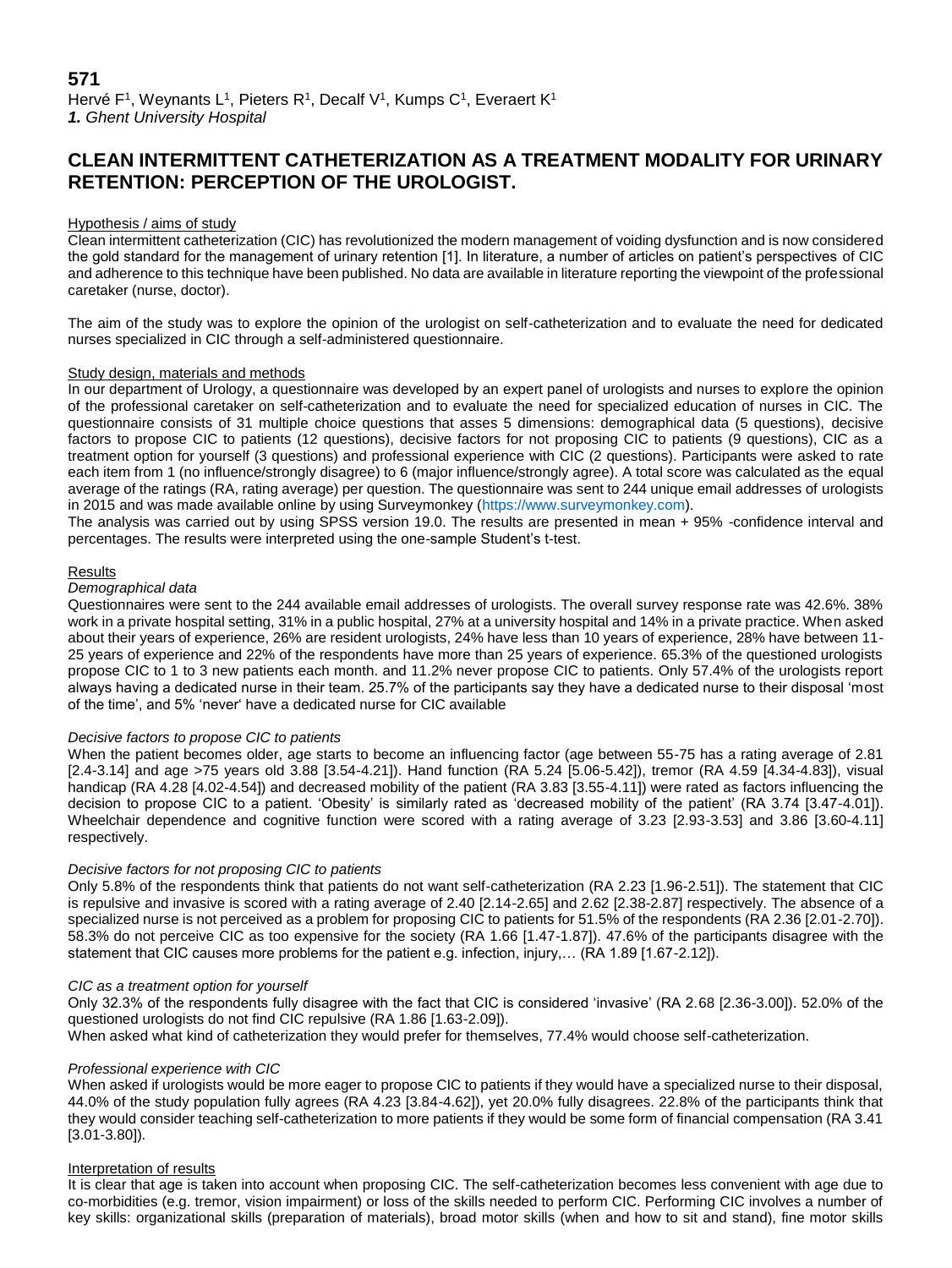**571**

Hervé F[1], Weynants L[1], Pieters R[1], Decalf V[1], Kumps C[1], Everaert K[1]

***1.** Ghent University Hospital*

# CLEAN INTERMITTENT CATHETERIZATION AS A TREATMENT MODALITY FOR URINARY RETENTION: PERCEPTION OF THE UROLOGIST.

## Hypothesis / aims of study

Clean intermittent catheterization (CIC) has revolutionized the modern management of voiding dysfunction and is now considered the gold standard for the management of urinary retention [1]. In literature, a number of articles on patient's perspectives of CIC and adherence to this technique have been published. No data are available in literature reporting the viewpoint of the professional caretaker (nurse, doctor).

The aim of the study was to explore the opinion of the urologist on self-catheterization and to evaluate the need for dedicated nurses specialized in CIC through a self-administered questionnaire.

## Study design, materials and methods

In our department of Urology, a questionnaire was developed by an expert panel of urologists and nurses to explore the opinion of the professional caretaker on self-catheterization and to evaluate the need for specialized education of nurses in CIC. The questionnaire consists of 31 multiple choice questions that asses 5 dimensions: demographical data (5 questions), decisive factors to propose CIC to patients (12 questions), decisive factors for not proposing CIC to patients (9 questions), CIC as a treatment option for yourself (3 questions) and professional experience with CIC (2 questions). Participants were asked to rate each item from 1 (no influence/strongly disagree) to 6 (major influence/strongly agree). A total score was calculated as the equal average of the ratings (RA, rating average) per question. The questionnaire was sent to 244 unique email addresses of urologists in 2015 and was made available online by using Surveymonkey (https://www.surveymonkey.com).

The analysis was carried out by using SPSS version 19.0. The results are presented in mean + 95% -confidence interval and percentages. The results were interpreted using the one-sample Student's t-test.

## Results

### *Demographical data*

Questionnaires were sent to the 244 available email addresses of urologists. The overall survey response rate was 42.6%. 38% work in a private hospital setting, 31% in a public hospital, 27% at a university hospital and 14% in a private practice. When asked about their years of experience, 26% are resident urologists, 24% have less than 10 years of experience, 28% have between 11-25 years of experience and 22% of the respondents have more than 25 years of experience. 65.3% of the questioned urologists propose CIC to 1 to 3 new patients each month. and 11.2% never propose CIC to patients. Only 57.4% of the urologists report always having a dedicated nurse in their team. 25.7% of the participants say they have a dedicated nurse to their disposal 'most of the time', and 5% 'never' have a dedicated nurse for CIC available

### *Decisive factors to propose CIC to patients*

When the patient becomes older, age starts to become an influencing factor (age between 55-75 has a rating average of 2.81 [2.4-3.14] and age >75 years old 3.88 [3.54-4.21]). Hand function (RA 5.24 [5.06-5.42]), tremor (RA 4.59 [4.34-4.83]), visual handicap (RA 4.28 [4.02-4.54]) and decreased mobility of the patient (RA 3.83 [3.55-4.11]) were rated as factors influencing the decision to propose CIC to a patient. 'Obesity' is similarly rated as 'decreased mobility of the patient' (RA 3.74 [3.47-4.01]). Wheelchair dependence and cognitive function were scored with a rating average of 3.23 [2.93-3.53] and 3.86 [3.60-4.11] respectively.

### *Decisive factors for not proposing CIC to patients*

Only 5.8% of the respondents think that patients do not want self-catheterization (RA 2.23 [1.96-2.51]). The statement that CIC is repulsive and invasive is scored with a rating average of 2.40 [2.14-2.65] and 2.62 [2.38-2.87] respectively. The absence of a specialized nurse is not perceived as a problem for proposing CIC to patients for 51.5% of the respondents (RA 2.36 [2.01-2.70]). 58.3% do not perceive CIC as too expensive for the society (RA 1.66 [1.47-1.87]). 47.6% of the participants disagree with the statement that CIC causes more problems for the patient e.g. infection, injury,… (RA 1.89 [1.67-2.12]).

### *CIC as a treatment option for yourself*

Only 32.3% of the respondents fully disagree with the fact that CIC is considered 'invasive' (RA 2.68 [2.36-3.00]). 52.0% of the questioned urologists do not find CIC repulsive (RA 1.86 [1.63-2.09]).

When asked what kind of catheterization they would prefer for themselves, 77.4% would choose self-catheterization.

### *Professional experience with CIC*

When asked if urologists would be more eager to propose CIC to patients if they would have a specialized nurse to their disposal, 44.0% of the study population fully agrees (RA 4.23 [3.84-4.62]), yet 20.0% fully disagrees. 22.8% of the participants think that they would consider teaching self-catheterization to more patients if they would be some form of financial compensation (RA 3.41 [3.01-3.80]).

## Interpretation of results

It is clear that age is taken into account when proposing CIC. The self-catheterization becomes less convenient with age due to co-morbidities (e.g. tremor, vision impairment) or loss of the skills needed to perform CIC. Performing CIC involves a number of key skills: organizational skills (preparation of materials), broad motor skills (when and how to sit and stand), fine motor skills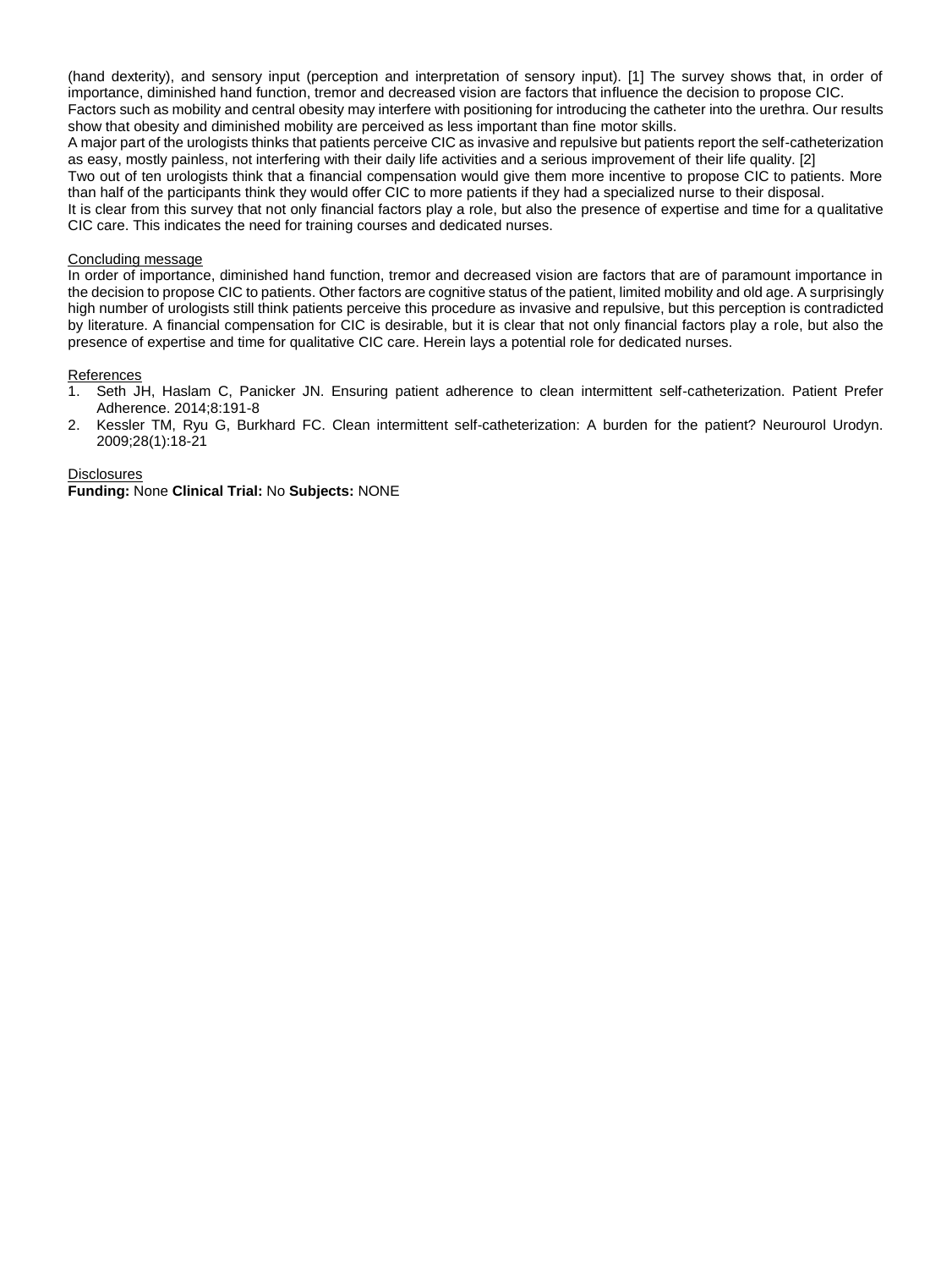(hand dexterity), and sensory input (perception and interpretation of sensory input). [1] The survey shows that, in order of importance, diminished hand function, tremor and decreased vision are factors that influence the decision to propose CIC.

Factors such as mobility and central obesity may interfere with positioning for introducing the catheter into the urethra. Our results show that obesity and diminished mobility are perceived as less important than fine motor skills.

A major part of the urologists thinks that patients perceive CIC as invasive and repulsive but patients report the self-catheterization as easy, mostly painless, not interfering with their daily life activities and a serious improvement of their life quality. [2]

Two out of ten urologists think that a financial compensation would give them more incentive to propose CIC to patients. More than half of the participants think they would offer CIC to more patients if they had a specialized nurse to their disposal.

It is clear from this survey that not only financial factors play a role, but also the presence of expertise and time for a qualitative CIC care. This indicates the need for training courses and dedicated nurses.

## Concluding message

In order of importance, diminished hand function, tremor and decreased vision are factors that are of paramount importance in the decision to propose CIC to patients. Other factors are cognitive status of the patient, limited mobility and old age. A surprisingly high number of urologists still think patients perceive this procedure as invasive and repulsive, but this perception is contradicted by literature. A financial compensation for CIC is desirable, but it is clear that not only financial factors play a role, but also the presence of expertise and time for qualitative CIC care. Herein lays a potential role for dedicated nurses.

## References

1. Seth JH, Haslam C, Panicker JN. Ensuring patient adherence to clean intermittent self-catheterization. Patient Prefer Adherence. 2014;8:191-8
2. Kessler TM, Ryu G, Burkhard FC. Clean intermittent self-catheterization: A burden for the patient? Neurourol Urodyn. 2009;28(1):18-21

## Disclosures

**Funding:** None **Clinical Trial:** No **Subjects:** NONE